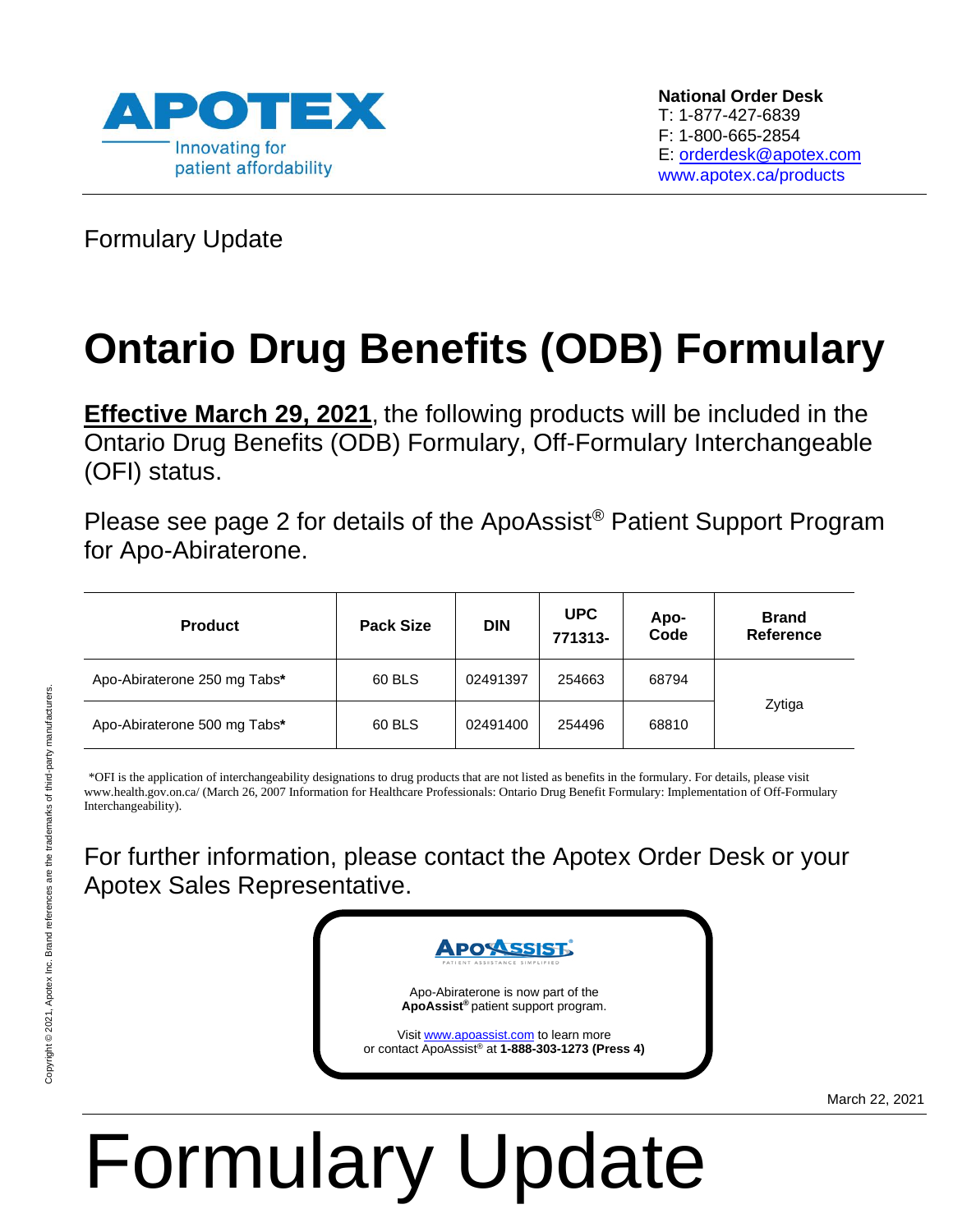APOTEX
Innovating for patient affordability

**National Order Desk**
T: 1-877-427-6839
F: 1-800-665-2854
E: orderdesk@apotex.com
www.apotex.ca/products

Formulary Update

# Ontario Drug Benefits (ODB) Formulary

**Effective March 29, 2021**, the following products will be included in the Ontario Drug Benefits (ODB) Formulary, Off-Formulary Interchangeable (OFI) status.

Please see page 2 for details of the ApoAssist® Patient Support Program for Apo-Abiraterone.

| Product | Pack Size | DIN | UPC 771313- | Apo-Code | Brand Reference |
|---|---|---|---|---|---|
| Apo-Abiraterone 250 mg Tabs* | 60 BLS | 02491397 | 254663 | 68794 | Zytiga |
| Apo-Abiraterone 500 mg Tabs* | 60 BLS | 02491400 | 254496 | 68810 | |

*OFI is the application of interchangeability designations to drug products that are not listed as benefits in the formulary. For details, please visit www.health.gov.on.ca/ (March 26, 2007 Information for Healthcare Professionals: Ontario Drug Benefit Formulary: Implementation of Off-Formulary Interchangeability).

For further information, please contact the Apotex Order Desk or your Apotex Sales Representative.

APOASSIST
PATIENT ASSISTANCE SIMPLIFIED

Apo-Abiraterone is now part of the **ApoAssist®** patient support program.

Visit www.apoassist.com to learn more or contact ApoAssist® at **1-888-303-1273 (Press 4)**

Copyright © 2021, Apotex Inc. Brand references are the trademarks of third-party manufacturers.

March 22, 2021

Formulary Update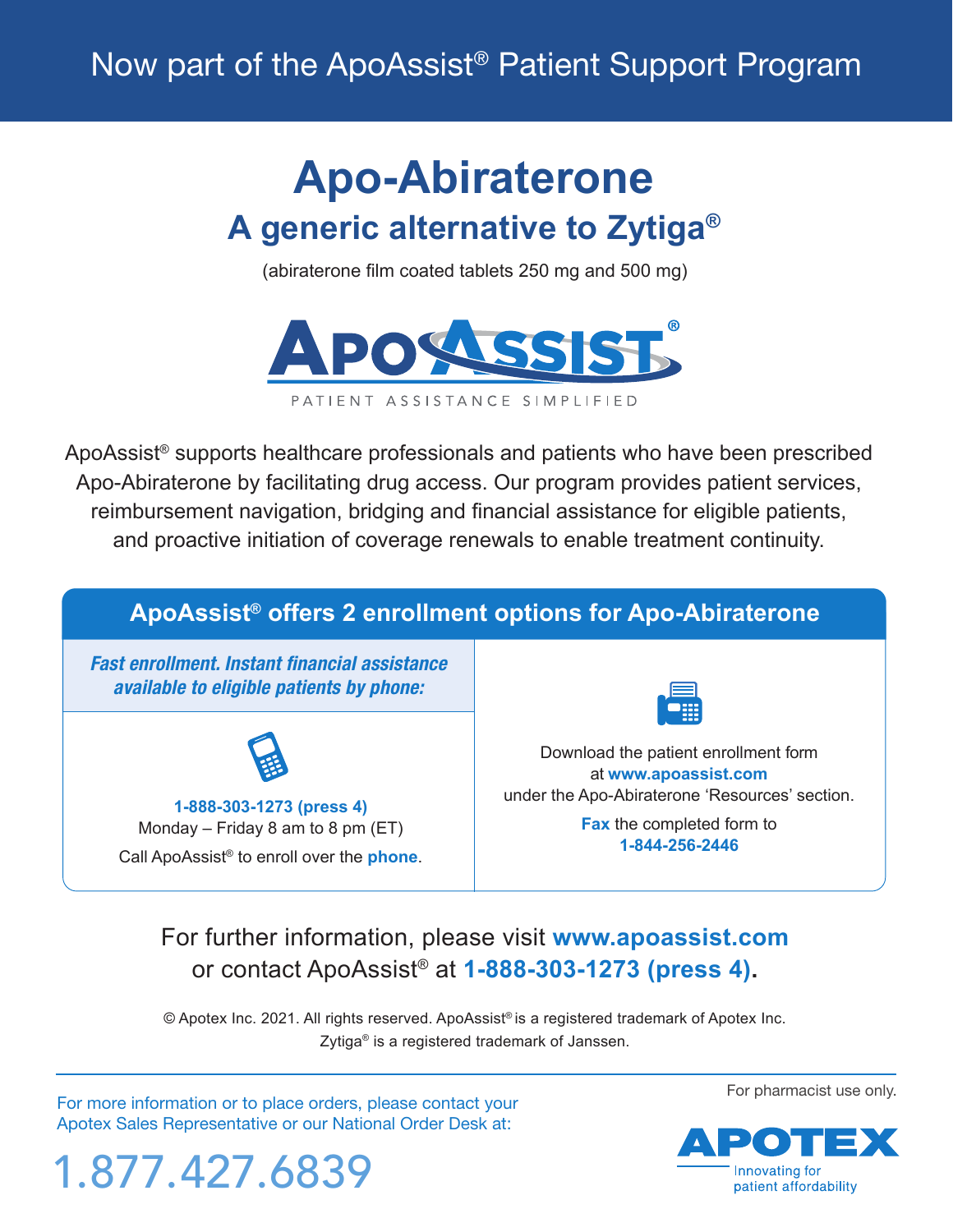Now part of the ApoAssist® Patient Support Program

# Apo-Abiraterone

## A generic alternative to Zytiga®

(abiraterone film coated tablets 250 mg and 500 mg)

APOASSIST®

PATIENT ASSISTANCE SIMPLIFIED

ApoAssist® supports healthcare professionals and patients who have been prescribed Apo-Abiraterone by facilitating drug access. Our program provides patient services, reimbursement navigation, bridging and financial assistance for eligible patients, and proactive initiation of coverage renewals to enable treatment continuity.

### ApoAssist® offers 2 enrollment options for Apo-Abiraterone

***Fast enrollment. Instant financial assistance available to eligible patients by phone:***

**1-888-303-1273 (press 4)**
Monday – Friday 8 am to 8 pm (ET)

Call ApoAssist® to enroll over the **phone**.

Download the patient enrollment form at **www.apoassist.com** under the Apo-Abiraterone 'Resources' section.

**Fax** the completed form to **1-844-256-2446**

For further information, please visit **www.apoassist.com** or contact ApoAssist® at **1-888-303-1273 (press 4)**.

© Apotex Inc. 2021. All rights reserved. ApoAssist® is a registered trademark of Apotex Inc. Zytiga® is a registered trademark of Janssen.

For more information or to place orders, please contact your Apotex Sales Representative or our National Order Desk at:

1.877.427.6839

For pharmacist use only.

APOTEX
Innovating for patient affordability